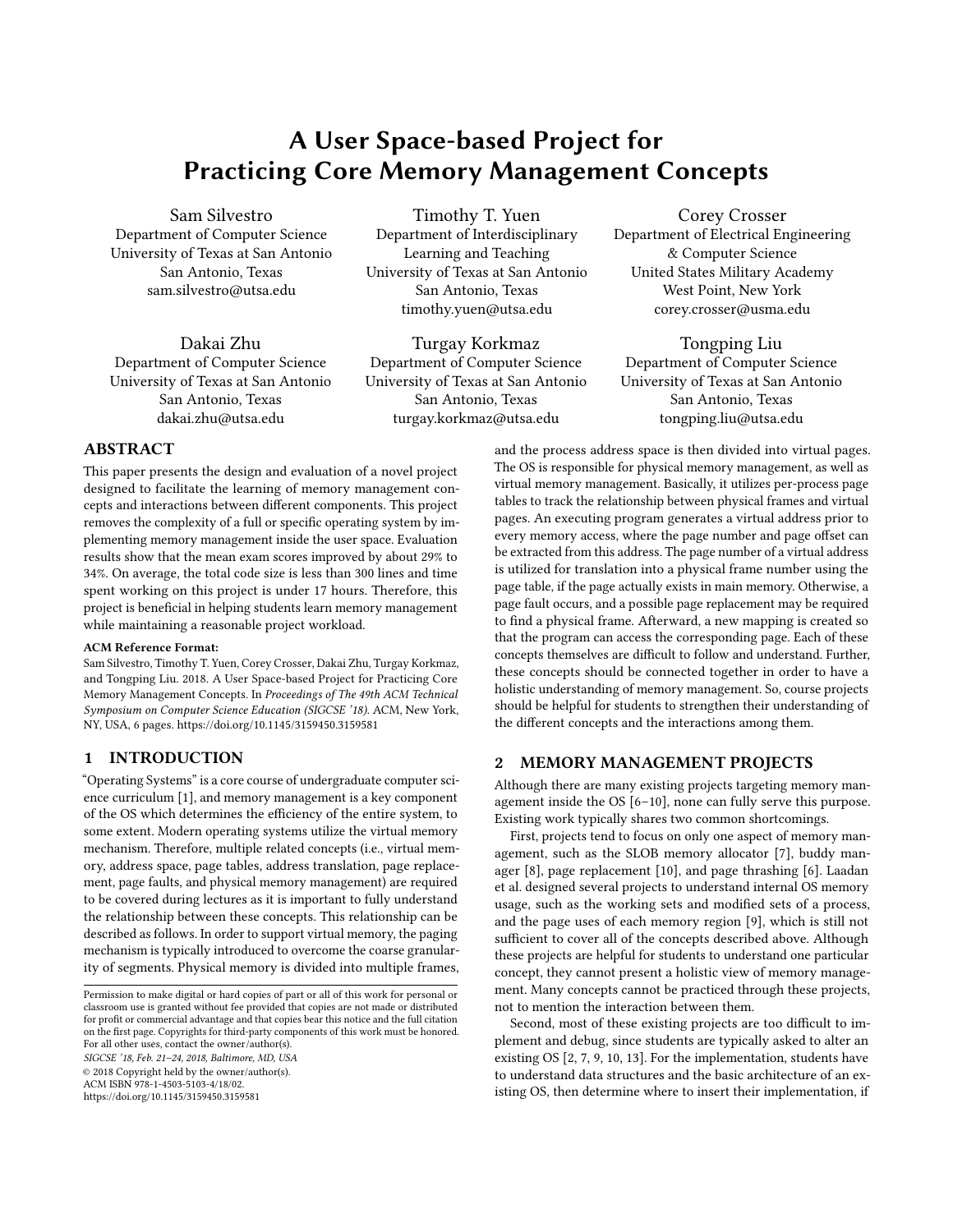# A User Space-based Project for Practicing Core Memory Management Concepts

Sam Silvestro
Department of Computer Science
University of Texas at San Antonio
San Antonio, Texas
sam.silvestro@utsa.edu

Timothy T. Yuen
Department of Interdisciplinary Learning and Teaching
University of Texas at San Antonio
San Antonio, Texas
timothy.yuen@utsa.edu

Corey Crosser
Department of Electrical Engineering & Computer Science
United States Military Academy
West Point, New York
corey.crosser@usma.edu

Dakai Zhu
Department of Computer Science
University of Texas at San Antonio
San Antonio, Texas
dakai.zhu@utsa.edu

Turgay Korkmaz
Department of Computer Science
University of Texas at San Antonio
San Antonio, Texas
turgay.korkmaz@utsa.edu

Tongping Liu
Department of Computer Science
University of Texas at San Antonio
San Antonio, Texas
tongping.liu@utsa.edu

## ABSTRACT

This paper presents the design and evaluation of a novel project designed to facilitate the learning of memory management concepts and interactions between different components. This project removes the complexity of a full or specific operating system by implementing memory management inside the user space. Evaluation results show that the mean exam scores improved by about 29% to 34%. On average, the total code size is less than 300 lines and time spent working on this project is under 17 hours. Therefore, this project is beneficial in helping students learn memory management while maintaining a reasonable project workload.

**ACM Reference Format:**
Sam Silvestro, Timothy T. Yuen, Corey Crosser, Dakai Zhu, Turgay Korkmaz, and Tongping Liu. 2018. A User Space-based Project for Practicing Core Memory Management Concepts. In *Proceedings of The 49th ACM Technical Symposium on Computer Science Education (SIGCSE '18).* ACM, New York, NY, USA, 6 pages. https://doi.org/10.1145/3159450.3159581

## 1 INTRODUCTION

"Operating Systems" is a core course of undergraduate computer science curriculum [1], and memory management is a key component of the OS which determines the efficiency of the entire system, to some extent. Modern operating systems utilize the virtual memory mechanism. Therefore, multiple related concepts (i.e., virtual memory, address space, page tables, address translation, page replacement, page faults, and physical memory management) are required to be covered during lectures as it is important to fully understand the relationship between these concepts. This relationship can be described as follows. In order to support virtual memory, the paging mechanism is typically introduced to overcome the coarse granularity of segments. Physical memory is divided into multiple frames, and the process address space is then divided into virtual pages. The OS is responsible for physical memory management, as well as virtual memory management. Basically, it utilizes per-process page tables to track the relationship between physical frames and virtual pages. An executing program generates a virtual address prior to every memory access, where the page number and page offset can be extracted from this address. The page number of a virtual address is utilized for translation into a physical frame number using the page table, if the page actually exists in main memory. Otherwise, a page fault occurs, and a possible page replacement may be required to find a physical frame. Afterward, a new mapping is created so that the program can access the corresponding page. Each of these concepts themselves are difficult to follow and understand. Further, these concepts should be connected together in order to have a holistic understanding of memory management. So, course projects should be helpful for students to strengthen their understanding of the different concepts and the interactions among them.

## 2 MEMORY MANAGEMENT PROJECTS

Although there are many existing projects targeting memory management inside the OS [6–10], none can fully serve this purpose. Existing work typically shares two common shortcomings.

First, projects tend to focus on only one aspect of memory management, such as the SLOB memory allocator [7], buddy manager [8], page replacement [10], and page thrashing [6]. Laadan et al. designed several projects to understand internal OS memory usage, such as the working sets and modified sets of a process, and the page uses of each memory region [9], which is still not sufficient to cover all of the concepts described above. Although these projects are helpful for students to understand one particular concept, they cannot present a holistic view of memory management. Many concepts cannot be practiced through these projects, not to mention the interaction between them.

Second, most of these existing projects are too difficult to implement and debug, since students are typically asked to alter an existing OS [2, 7, 9, 10, 13]. For the implementation, students have to understand data structures and the basic architecture of an existing OS, then determine where to insert their implementation, if

Permission to make digital or hard copies of part or all of this work for personal or classroom use is granted without fee provided that copies are not made or distributed for profit or commercial advantage and that copies bear this notice and the full citation on the first page. Copyrights for third-party components of this work must be honored. For all other uses, contact the owner/author(s).
*SIGCSE '18, Feb. 21–24, 2018, Baltimore, MD, USA*
© 2018 Copyright held by the owner/author(s).
ACM ISBN 978-1-4503-5103-4/18/02.
https://doi.org/10.1145/3159450.3159581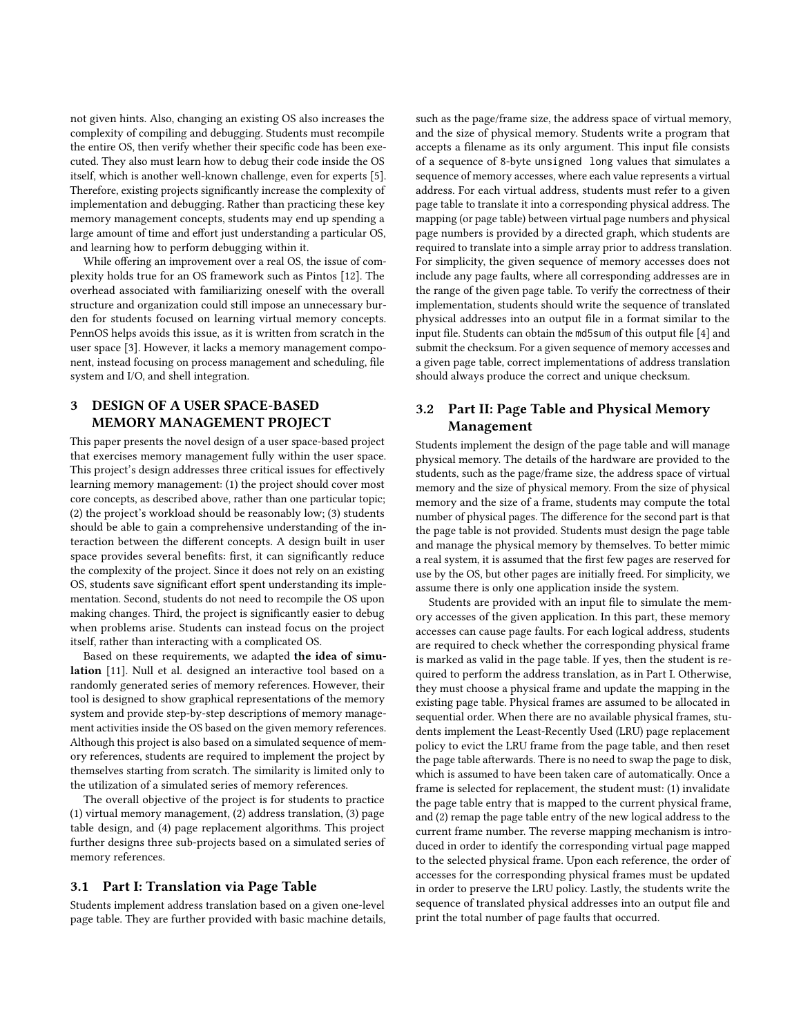not given hints. Also, changing an existing OS also increases the complexity of compiling and debugging. Students must recompile the entire OS, then verify whether their specific code has been executed. They also must learn how to debug their code inside the OS itself, which is another well-known challenge, even for experts [5]. Therefore, existing projects significantly increase the complexity of implementation and debugging. Rather than practicing these key memory management concepts, students may end up spending a large amount of time and effort just understanding a particular OS, and learning how to perform debugging within it.

While offering an improvement over a real OS, the issue of complexity holds true for an OS framework such as Pintos [12]. The overhead associated with familiarizing oneself with the overall structure and organization could still impose an unnecessary burden for students focused on learning virtual memory concepts. PennOS helps avoids this issue, as it is written from scratch in the user space [3]. However, it lacks a memory management component, instead focusing on process management and scheduling, file system and I/O, and shell integration.

## 3 DESIGN OF A USER SPACE-BASED MEMORY MANAGEMENT PROJECT

This paper presents the novel design of a user space-based project that exercises memory management fully within the user space. This project's design addresses three critical issues for effectively learning memory management: (1) the project should cover most core concepts, as described above, rather than one particular topic; (2) the project's workload should be reasonably low; (3) students should be able to gain a comprehensive understanding of the interaction between the different concepts. A design built in user space provides several benefits: first, it can significantly reduce the complexity of the project. Since it does not rely on an existing OS, students save significant effort spent understanding its implementation. Second, students do not need to recompile the OS upon making changes. Third, the project is significantly easier to debug when problems arise. Students can instead focus on the project itself, rather than interacting with a complicated OS.

Based on these requirements, we adapted **the idea of simulation** [11]. Null et al. designed an interactive tool based on a randomly generated series of memory references. However, their tool is designed to show graphical representations of the memory system and provide step-by-step descriptions of memory management activities inside the OS based on the given memory references. Although this project is also based on a simulated sequence of memory references, students are required to implement the project by themselves starting from scratch. The similarity is limited only to the utilization of a simulated series of memory references.

The overall objective of the project is for students to practice (1) virtual memory management, (2) address translation, (3) page table design, and (4) page replacement algorithms. This project further designs three sub-projects based on a simulated series of memory references.

### 3.1 Part I: Translation via Page Table

Students implement address translation based on a given one-level page table. They are further provided with basic machine details, such as the page/frame size, the address space of virtual memory, and the size of physical memory. Students write a program that accepts a filename as its only argument. This input file consists of a sequence of 8-byte `unsigned long` values that simulates a sequence of memory accesses, where each value represents a virtual address. For each virtual address, students must refer to a given page table to translate it into a corresponding physical address. The mapping (or page table) between virtual page numbers and physical page numbers is provided by a directed graph, which students are required to translate into a simple array prior to address translation. For simplicity, the given sequence of memory accesses does not include any page faults, where all corresponding addresses are in the range of the given page table. To verify the correctness of their implementation, students should write the sequence of translated physical addresses into an output file in a format similar to the input file. Students can obtain the `md5sum` of this output file [4] and submit the checksum. For a given sequence of memory accesses and a given page table, correct implementations of address translation should always produce the correct and unique checksum.

### 3.2 Part II: Page Table and Physical Memory Management

Students implement the design of the page table and will manage physical memory. The details of the hardware are provided to the students, such as the page/frame size, the address space of virtual memory and the size of physical memory. From the size of physical memory and the size of a frame, students may compute the total number of physical pages. The difference for the second part is that the page table is not provided. Students must design the page table and manage the physical memory by themselves. To better mimic a real system, it is assumed that the first few pages are reserved for use by the OS, but other pages are initially freed. For simplicity, we assume there is only one application inside the system.

Students are provided with an input file to simulate the memory accesses of the given application. In this part, these memory accesses can cause page faults. For each logical address, students are required to check whether the corresponding physical frame is marked as valid in the page table. If yes, then the student is required to perform the address translation, as in Part I. Otherwise, they must choose a physical frame and update the mapping in the existing page table. Physical frames are assumed to be allocated in sequential order. When there are no available physical frames, students implement the Least-Recently Used (LRU) page replacement policy to evict the LRU frame from the page table, and then reset the page table afterwards. There is no need to swap the page to disk, which is assumed to have been taken care of automatically. Once a frame is selected for replacement, the student must: (1) invalidate the page table entry that is mapped to the current physical frame, and (2) remap the page table entry of the new logical address to the current frame number. The reverse mapping mechanism is introduced in order to identify the corresponding virtual page mapped to the selected physical frame. Upon each reference, the order of accesses for the corresponding physical frames must be updated in order to preserve the LRU policy. Lastly, the students write the sequence of translated physical addresses into an output file and print the total number of page faults that occurred.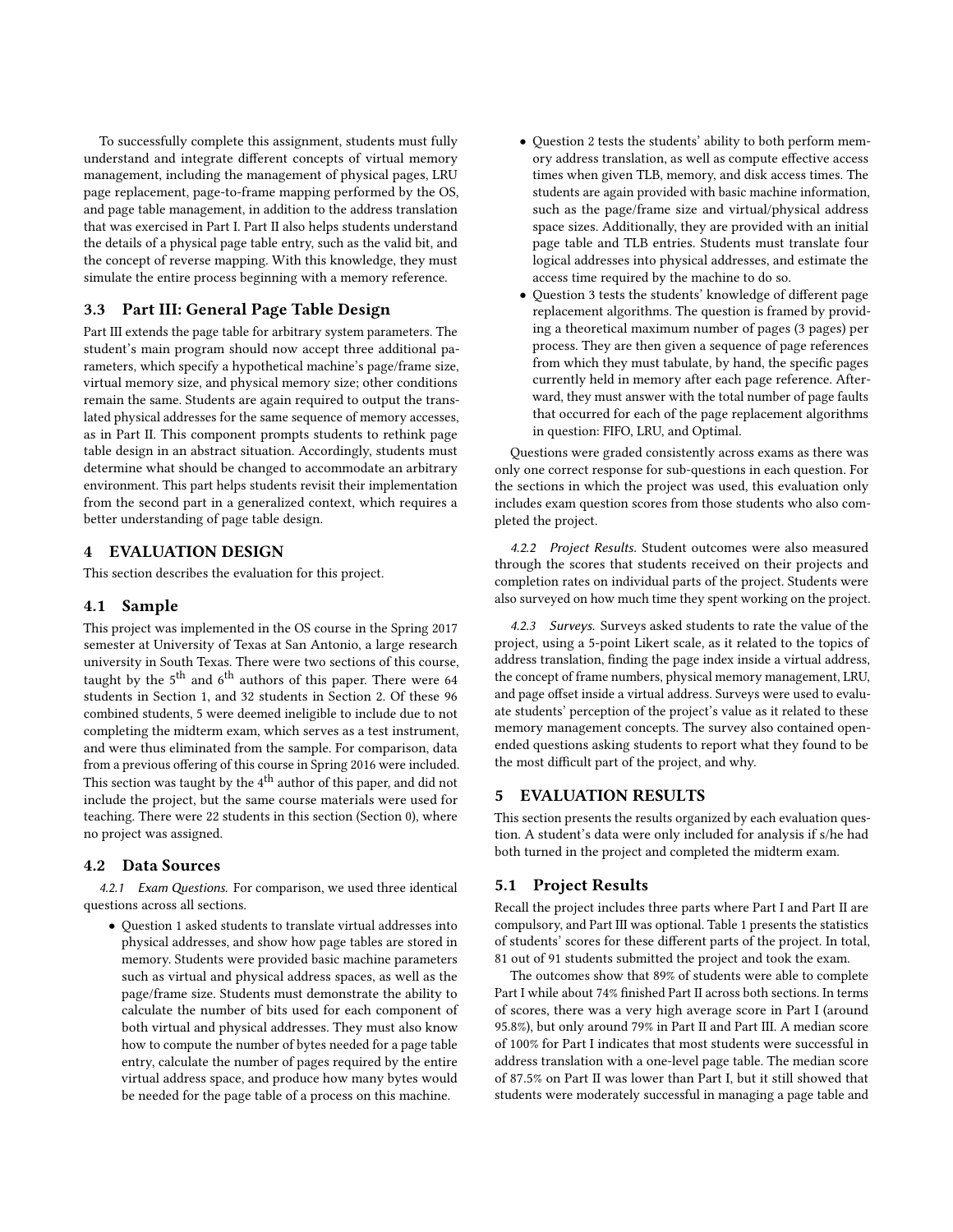To successfully complete this assignment, students must fully understand and integrate different concepts of virtual memory management, including the management of physical pages, LRU page replacement, page-to-frame mapping performed by the OS, and page table management, in addition to the address translation that was exercised in Part I. Part II also helps students understand the details of a physical page table entry, such as the valid bit, and the concept of reverse mapping. With this knowledge, they must simulate the entire process beginning with a memory reference.

### 3.3 Part III: General Page Table Design

Part III extends the page table for arbitrary system parameters. The student's main program should now accept three additional parameters, which specify a hypothetical machine's page/frame size, virtual memory size, and physical memory size; other conditions remain the same. Students are again required to output the translated physical addresses for the same sequence of memory accesses, as in Part II. This component prompts students to rethink page table design in an abstract situation. Accordingly, students must determine what should be changed to accommodate an arbitrary environment. This part helps students revisit their implementation from the second part in a generalized context, which requires a better understanding of page table design.

## 4 EVALUATION DESIGN

This section describes the evaluation for this project.

### 4.1 Sample

This project was implemented in the OS course in the Spring 2017 semester at University of Texas at San Antonio, a large research university in South Texas. There were two sections of this course, taught by the 5th and 6th authors of this paper. There were 64 students in Section 1, and 32 students in Section 2. Of these 96 combined students, 5 were deemed ineligible to include due to not completing the midterm exam, which serves as a test instrument, and were thus eliminated from the sample. For comparison, data from a previous offering of this course in Spring 2016 were included. This section was taught by the 4th author of this paper, and did not include the project, but the same course materials were used for teaching. There were 22 students in this section (Section 0), where no project was assigned.

### 4.2 Data Sources

*4.2.1 Exam Questions.* For comparison, we used three identical questions across all sections.

- Question 1 asked students to translate virtual addresses into physical addresses, and show how page tables are stored in memory. Students were provided basic machine parameters such as virtual and physical address spaces, as well as the page/frame size. Students must demonstrate the ability to calculate the number of bits used for each component of both virtual and physical addresses. They must also know how to compute the number of bytes needed for a page table entry, calculate the number of pages required by the entire virtual address space, and produce how many bytes would be needed for the page table of a process on this machine.
- Question 2 tests the students' ability to both perform memory address translation, as well as compute effective access times when given TLB, memory, and disk access times. The students are again provided with basic machine information, such as the page/frame size and virtual/physical address space sizes. Additionally, they are provided with an initial page table and TLB entries. Students must translate four logical addresses into physical addresses, and estimate the access time required by the machine to do so.
- Question 3 tests the students' knowledge of different page replacement algorithms. The question is framed by providing a theoretical maximum number of pages (3 pages) per process. They are then given a sequence of page references from which they must tabulate, by hand, the specific pages currently held in memory after each page reference. Afterward, they must answer with the total number of page faults that occurred for each of the page replacement algorithms in question: FIFO, LRU, and Optimal.

Questions were graded consistently across exams as there was only one correct response for sub-questions in each question. For the sections in which the project was used, this evaluation only includes exam question scores from those students who also completed the project.

*4.2.2 Project Results.* Student outcomes were also measured through the scores that students received on their projects and completion rates on individual parts of the project. Students were also surveyed on how much time they spent working on the project.

*4.2.3 Surveys.* Surveys asked students to rate the value of the project, using a 5-point Likert scale, as it related to the topics of address translation, finding the page index inside a virtual address, the concept of frame numbers, physical memory management, LRU, and page offset inside a virtual address. Surveys were used to evaluate students' perception of the project's value as it related to these memory management concepts. The survey also contained open-ended questions asking students to report what they found to be the most difficult part of the project, and why.

## 5 EVALUATION RESULTS

This section presents the results organized by each evaluation question. A student's data were only included for analysis if s/he had both turned in the project and completed the midterm exam.

### 5.1 Project Results

Recall the project includes three parts where Part I and Part II are compulsory, and Part III was optional. Table 1 presents the statistics of students' scores for these different parts of the project. In total, 81 out of 91 students submitted the project and took the exam.

The outcomes show that 89% of students were able to complete Part I while about 74% finished Part II across both sections. In terms of scores, there was a very high average score in Part I (around 95.8%), but only around 79% in Part II and Part III. A median score of 100% for Part I indicates that most students were successful in address translation with a one-level page table. The median score of 87.5% on Part II was lower than Part I, but it still showed that students were moderately successful in managing a page table and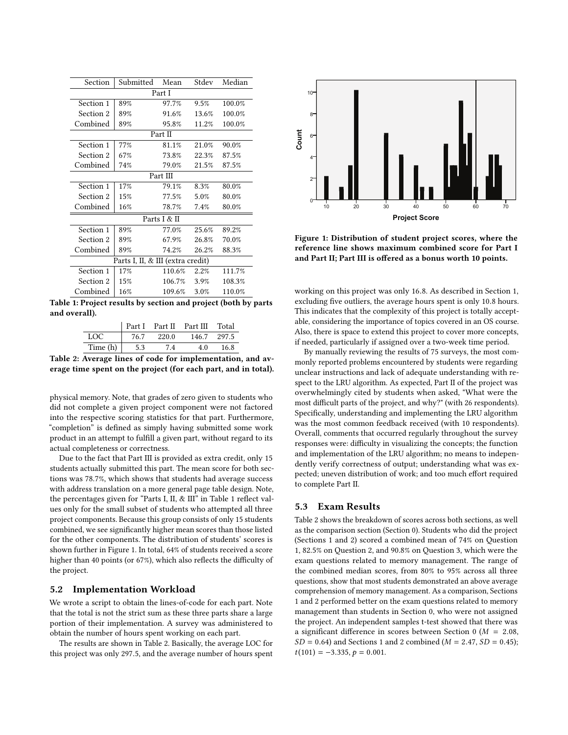| Section | Submitted | Mean | Stdev | Median |
|---|---|---|---|---|
| Part I | | | | |
| Section 1 | 89% | 97.7% | 9.5% | 100.0% |
| Section 2 | 89% | 91.6% | 13.6% | 100.0% |
| Combined | 89% | 95.8% | 11.2% | 100.0% |
| Part II | | | | |
| Section 1 | 77% | 81.1% | 21.0% | 90.0% |
| Section 2 | 67% | 73.8% | 22.3% | 87.5% |
| Combined | 74% | 79.0% | 21.5% | 87.5% |
| Part III | | | | |
| Section 1 | 17% | 79.1% | 8.3% | 80.0% |
| Section 2 | 15% | 77.5% | 5.0% | 80.0% |
| Combined | 16% | 78.7% | 7.4% | 80.0% |
| Parts I & II | | | | |
| Section 1 | 89% | 77.0% | 25.6% | 89.2% |
| Section 2 | 89% | 67.9% | 26.8% | 70.0% |
| Combined | 89% | 74.2% | 26.2% | 88.3% |
| Parts I, II, & III (extra credit) | | | | |
| Section 1 | 17% | 110.6% | 2.2% | 111.7% |
| Section 2 | 15% | 106.7% | 3.9% | 108.3% |
| Combined | 16% | 109.6% | 3.0% | 110.0% |

**Table 1: Project results by section and project (both by parts and overall).**

| | Part I | Part II | Part III | Total |
|---|---|---|---|---|
| LOC | 76.7 | 220.0 | 146.7 | 297.5 |
| Time (h) | 5.3 | 7.4 | 4.0 | 16.8 |

**Table 2: Average lines of code for implementation, and average time spent on the project (for each part, and in total).**

physical memory. Note, that grades of zero given to students who did not complete a given project component were not factored into the respective scoring statistics for that part. Furthermore, "completion" is defined as simply having submitted some work product in an attempt to fulfill a given part, without regard to its actual completeness or correctness.

Due to the fact that Part III is provided as extra credit, only 15 students actually submitted this part. The mean score for both sections was 78.7%, which shows that students had average success with address translation on a more general page table design. Note, the percentages given for "Parts I, II, & III" in Table 1 reflect values only for the small subset of students who attempted all three project components. Because this group consists of only 15 students combined, we see significantly higher mean scores than those listed for the other components. The distribution of students' scores is shown further in Figure 1. In total, 64% of students received a score higher than 40 points (or 67%), which also reflects the difficulty of the project.

## 5.2 Implementation Workload

We wrote a script to obtain the lines-of-code for each part. Note that the total is not the strict sum as these three parts share a large portion of their implementation. A survey was administered to obtain the number of hours spent working on each part.

The results are shown in Table 2. Basically, the average LOC for this project was only 297.5, and the average number of hours spent working on this project was only 16.8. As described in Section 1, excluding five outliers, the average hours spent is only 10.8 hours. This indicates that the complexity of this project is totally acceptable, considering the importance of topics covered in an OS course. Also, there is space to extend this project to cover more concepts, if needed, particularly if assigned over a two-week time period.

**Figure 1: Distribution of student project scores, where the reference line shows maximum combined score for Part I and Part II; Part III is offered as a bonus worth 10 points.**

By manually reviewing the results of 75 surveys, the most commonly reported problems encountered by students were regarding unclear instructions and lack of adequate understanding with respect to the LRU algorithm. As expected, Part II of the project was overwhelmingly cited by students when asked, "What were the most difficult parts of the project, and why?" (with 26 respondents). Specifically, understanding and implementing the LRU algorithm was the most common feedback received (with 10 respondents). Overall, comments that occurred regularly throughout the survey responses were: difficulty in visualizing the concepts; the function and implementation of the LRU algorithm; no means to independently verify correctness of output; understanding what was expected; uneven distribution of work; and too much effort required to complete Part II.

## 5.3 Exam Results

Table 2 shows the breakdown of scores across both sections, as well as the comparison section (Section 0). Students who did the project (Sections 1 and 2) scored a combined mean of 74% on Question 1, 82.5% on Question 2, and 90.8% on Question 3, which were the exam questions related to memory management. The range of the combined median scores, from 80% to 95% across all three questions, show that most students demonstrated an above average comprehension of memory management. As a comparison, Sections 1 and 2 performed better on the exam questions related to memory management than students in Section 0, who were not assigned the project. An independent samples t-test showed that there was a significant difference in scores between Section 0 ($M = 2.08$, $SD = 0.64$) and Sections 1 and 2 combined ($M = 2.47$, $SD = 0.45$); $t(101) = -3.335$, $p = 0.001$.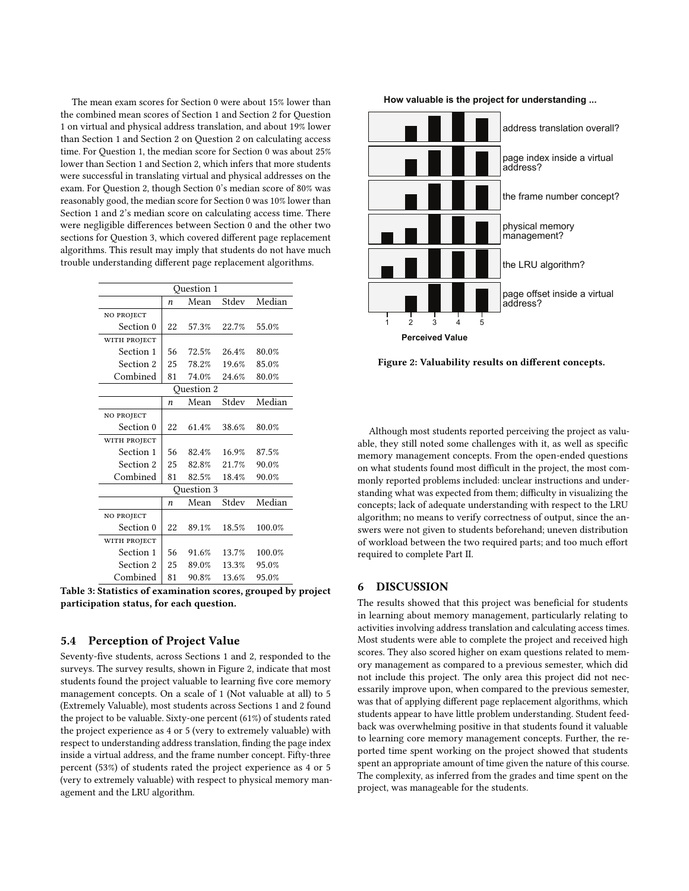The mean exam scores for Section 0 were about 15% lower than the combined mean scores of Section 1 and Section 2 for Question 1 on virtual and physical address translation, and about 19% lower than Section 1 and Section 2 on Question 2 on calculating access time. For Question 1, the median score for Section 0 was about 25% lower than Section 1 and Section 2, which infers that more students were successful in translating virtual and physical addresses on the exam. For Question 2, though Section 0's median score of 80% was reasonably good, the median score for Section 0 was 10% lower than Section 1 and 2's median score on calculating access time. There were negligible differences between Section 0 and the other two sections for Question 3, which covered different page replacement algorithms. This result may imply that students do not have much trouble understanding different page replacement algorithms.

| Question 1 | | | | |
|---|---|---|---|---|
| | $n$ | Mean | Stdev | Median |
| NO PROJECT | | | | |
| Section 0 | 22 | 57.3% | 22.7% | 55.0% |
| WITH PROJECT | | | | |
| Section 1 | 56 | 72.5% | 26.4% | 80.0% |
| Section 2 | 25 | 78.2% | 19.6% | 85.0% |
| Combined | 81 | 74.0% | 24.6% | 80.0% |
| **Question 2** | | | | |
| | $n$ | Mean | Stdev | Median |
| NO PROJECT | | | | |
| Section 0 | 22 | 61.4% | 38.6% | 80.0% |
| WITH PROJECT | | | | |
| Section 1 | 56 | 82.4% | 16.9% | 87.5% |
| Section 2 | 25 | 82.8% | 21.7% | 90.0% |
| Combined | 81 | 82.5% | 18.4% | 90.0% |
| **Question 3** | | | | |
| | $n$ | Mean | Stdev | Median |
| NO PROJECT | | | | |
| Section 0 | 22 | 89.1% | 18.5% | 100.0% |
| WITH PROJECT | | | | |
| Section 1 | 56 | 91.6% | 13.7% | 100.0% |
| Section 2 | 25 | 89.0% | 13.3% | 95.0% |
| Combined | 81 | 90.8% | 13.6% | 95.0% |

**Table 3: Statistics of examination scores, grouped by project participation status, for each question.**

### 5.4 Perception of Project Value

Seventy-five students, across Sections 1 and 2, responded to the surveys. The survey results, shown in Figure 2, indicate that most students found the project valuable to learning five core memory management concepts. On a scale of 1 (Not valuable at all) to 5 (Extremely Valuable), most students across Sections 1 and 2 found the project to be valuable. Sixty-one percent (61%) of students rated the project experience as 4 or 5 (very to extremely valuable) with respect to understanding address translation, finding the page index inside a virtual address, and the frame number concept. Fifty-three percent (53%) of students rated the project experience as 4 or 5 (very to extremely valuable) with respect to physical memory management and the LRU algorithm.

**How valuable is the project for understanding ...**

- address translation overall?
- page index inside a virtual address?
- the frame number concept?
- physical memory management?
- the LRU algorithm?
- page offset inside a virtual address?

1 2 3 4 5

**Perceived Value**

**Figure 2: Valuability results on different concepts.**

Although most students reported perceiving the project as valuable, they still noted some challenges with it, as well as specific memory management concepts. From the open-ended questions on what students found most difficult in the project, the most commonly reported problems included: unclear instructions and understanding what was expected from them; difficulty in visualizing the concepts; lack of adequate understanding with respect to the LRU algorithm; no means to verify correctness of output, since the answers were not given to students beforehand; uneven distribution of workload between the two required parts; and too much effort required to complete Part II.

## 6 DISCUSSION

The results showed that this project was beneficial for students in learning about memory management, particularly relating to activities involving address translation and calculating access times. Most students were able to complete the project and received high scores. They also scored higher on exam questions related to memory management as compared to a previous semester, which did not include this project. The only area this project did not necessarily improve upon, when compared to the previous semester, was that of applying different page replacement algorithms, which students appear to have little problem understanding. Student feedback was overwhelming positive in that students found it valuable to learning core memory management concepts. Further, the reported time spent working on the project showed that students spent an appropriate amount of time given the nature of this course. The complexity, as inferred from the grades and time spent on the project, was manageable for the students.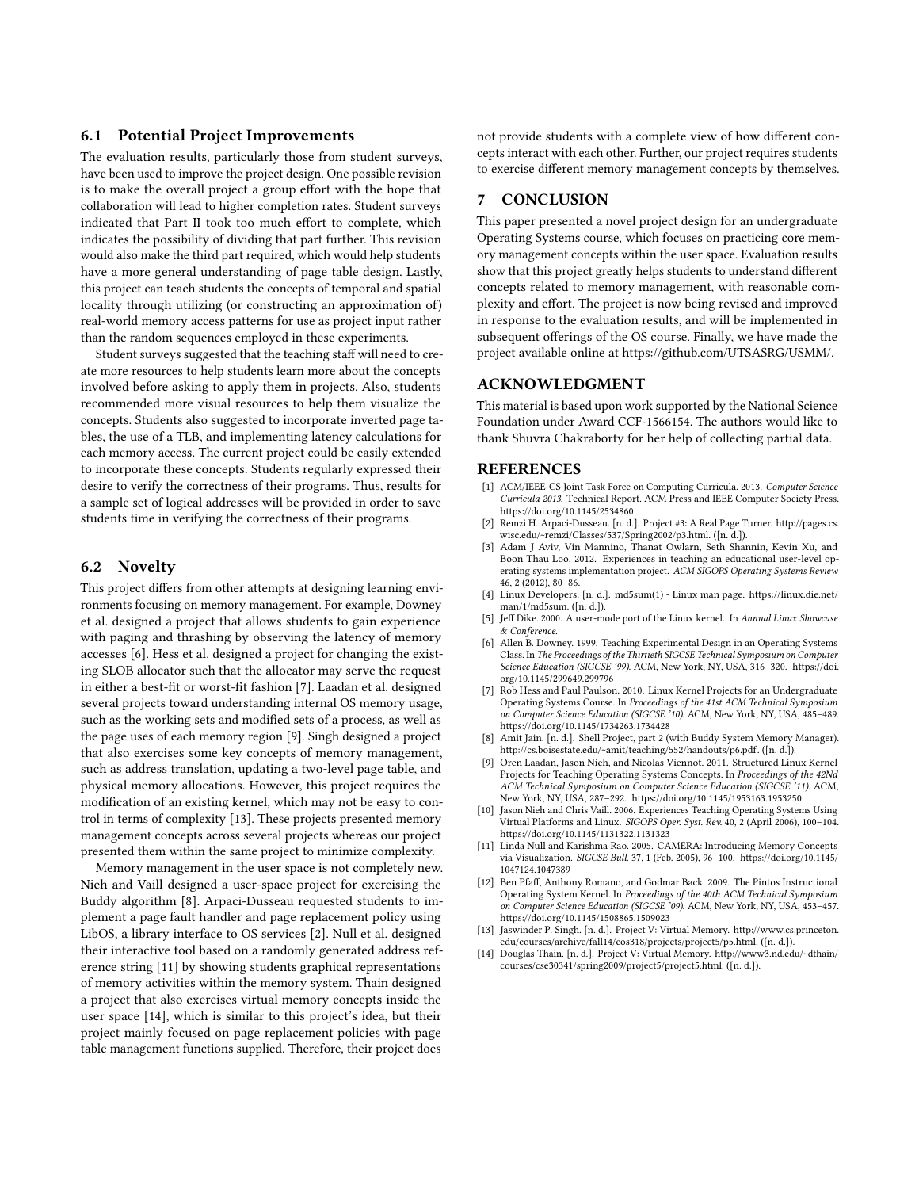### 6.1 Potential Project Improvements

The evaluation results, particularly those from student surveys, have been used to improve the project design. One possible revision is to make the overall project a group effort with the hope that collaboration will lead to higher completion rates. Student surveys indicated that Part II took too much effort to complete, which indicates the possibility of dividing that part further. This revision would also make the third part required, which would help students have a more general understanding of page table design. Lastly, this project can teach students the concepts of temporal and spatial locality through utilizing (or constructing an approximation of) real-world memory access patterns for use as project input rather than the random sequences employed in these experiments.

Student surveys suggested that the teaching staff will need to create more resources to help students learn more about the concepts involved before asking to apply them in projects. Also, students recommended more visual resources to help them visualize the concepts. Students also suggested to incorporate inverted page tables, the use of a TLB, and implementing latency calculations for each memory access. The current project could be easily extended to incorporate these concepts. Students regularly expressed their desire to verify the correctness of their programs. Thus, results for a sample set of logical addresses will be provided in order to save students time in verifying the correctness of their programs.

### 6.2 Novelty

This project differs from other attempts at designing learning environments focusing on memory management. For example, Downey et al. designed a project that allows students to gain experience with paging and thrashing by observing the latency of memory accesses [6]. Hess et al. designed a project for changing the existing SLOB allocator such that the allocator may serve the request in either a best-fit or worst-fit fashion [7]. Laadan et al. designed several projects toward understanding internal OS memory usage, such as the working sets and modified sets of a process, as well as the page uses of each memory region [9]. Singh designed a project that also exercises some key concepts of memory management, such as address translation, updating a two-level page table, and physical memory allocations. However, this project requires the modification of an existing kernel, which may not be easy to control in terms of complexity [13]. These projects presented memory management concepts across several projects whereas our project presented them within the same project to minimize complexity.

Memory management in the user space is not completely new. Nieh and Vaill designed a user-space project for exercising the Buddy algorithm [8]. Arpaci-Dusseau requested students to implement a page fault handler and page replacement policy using LibOS, a library interface to OS services [2]. Null et al. designed their interactive tool based on a randomly generated address reference string [11] by showing students graphical representations of memory activities within the memory system. Thain designed a project that also exercises virtual memory concepts inside the user space [14], which is similar to this project's idea, but their project mainly focused on page replacement policies with page table management functions supplied. Therefore, their project does not provide students with a complete view of how different concepts interact with each other. Further, our project requires students to exercise different memory management concepts by themselves.

## 7 CONCLUSION

This paper presented a novel project design for an undergraduate Operating Systems course, which focuses on practicing core memory management concepts within the user space. Evaluation results show that this project greatly helps students to understand different concepts related to memory management, with reasonable complexity and effort. The project is now being revised and improved in response to the evaluation results, and will be implemented in subsequent offerings of the OS course. Finally, we have made the project available online at https://github.com/UTSASRG/USMM/.

## ACKNOWLEDGMENT

This material is based upon work supported by the National Science Foundation under Award CCF-1566154. The authors would like to thank Shuvra Chakraborty for her help of collecting partial data.

## REFERENCES

- [1] ACM/IEEE-CS Joint Task Force on Computing Curricula. 2013. *Computer Science Curricula 2013.* Technical Report. ACM Press and IEEE Computer Society Press. https://doi.org/10.1145/2534860
- [2] Remzi H. Arpaci-Dusseau. [n. d.]. Project #3: A Real Page Turner. http://pages.cs.wisc.edu/~remzi/Classes/537/Spring2002/p3.html. ([n. d.]).
- [3] Adam J Aviv, Vin Mannino, Thanat Owlarn, Seth Shannin, Kevin Xu, and Boon Thau Loo. 2012. Experiences in teaching an educational user-level operating systems implementation project. *ACM SIGOPS Operating Systems Review* 46, 2 (2012), 80–86.
- [4] Linux Developers. [n. d.]. md5sum(1) - Linux man page. https://linux.die.net/man/1/md5sum. ([n. d.]).
- [5] Jeff Dike. 2000. A user-mode port of the Linux kernel.. In *Annual Linux Showcase & Conference.*
- [6] Allen B. Downey. 1999. Teaching Experimental Design in an Operating Systems Class. In *The Proceedings of the Thirtieth SIGCSE Technical Symposium on Computer Science Education (SIGCSE '99).* ACM, New York, NY, USA, 316–320. https://doi.org/10.1145/299649.299796
- [7] Rob Hess and Paul Paulson. 2010. Linux Kernel Projects for an Undergraduate Operating Systems Course. In *Proceedings of the 41st ACM Technical Symposium on Computer Science Education (SIGCSE '10).* ACM, New York, NY, USA, 485–489. https://doi.org/10.1145/1734263.1734428
- [8] Amit Jain. [n. d.]. Shell Project, part 2 (with Buddy System Memory Manager). http://cs.boisestate.edu/~amit/teaching/552/handouts/p6.pdf. ([n. d.]).
- [9] Oren Laadan, Jason Nieh, and Nicolas Viennot. 2011. Structured Linux Kernel Projects for Teaching Operating Systems Concepts. In *Proceedings of the 42Nd ACM Technical Symposium on Computer Science Education (SIGCSE '11).* ACM, New York, NY, USA, 287–292. https://doi.org/10.1145/1953163.1953250
- [10] Jason Nieh and Chris Vaill. 2006. Experiences Teaching Operating Systems Using Virtual Platforms and Linux. *SIGOPS Oper. Syst. Rev.* 40, 2 (April 2006), 100–104. https://doi.org/10.1145/1131322.1131323
- [11] Linda Null and Karishma Rao. 2005. CAMERA: Introducing Memory Concepts via Visualization. *SIGCSE Bull.* 37, 1 (Feb. 2005), 96–100. https://doi.org/10.1145/1047124.1047389
- [12] Ben Pfaff, Anthony Romano, and Godmar Back. 2009. The Pintos Instructional Operating System Kernel. In *Proceedings of the 40th ACM Technical Symposium on Computer Science Education (SIGCSE '09).* ACM, New York, NY, USA, 453–457. https://doi.org/10.1145/1508865.1509023
- [13] Jaswinder P. Singh. [n. d.]. Project V: Virtual Memory. http://www.cs.princeton.edu/courses/archive/fall14/cos318/projects/project5/p5.html. ([n. d.]).
- [14] Douglas Thain. [n. d.]. Project V: Virtual Memory. http://www3.nd.edu/~dthain/courses/cse30341/spring2009/project5/project5.html. ([n. d.]).